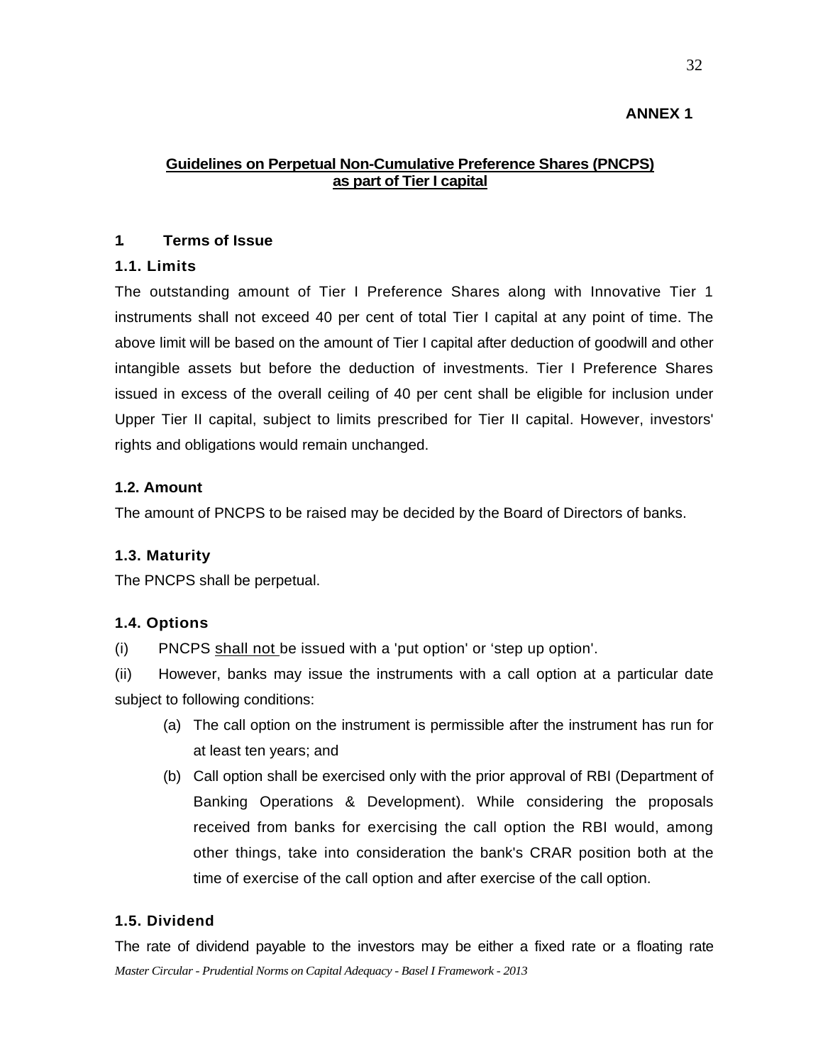**ANNEX 1**

## Guidelines on Perpetual Non-Cumulative Preference Shares (PNCPS) as part of Tier I capital

### 1. Terms of Issue

#### 1.1. Limits

The outstanding amount of Tier I Preference Shares along with Innovative Tier 1 instruments shall not exceed 40 per cent of total Tier I capital at any point of time. The above limit will be based on the amount of Tier I capital after deduction of goodwill and other intangible assets but before the deduction of investments. Tier I Preference Shares issued in excess of the overall ceiling of 40 per cent shall be eligible for inclusion under Upper Tier II capital, subject to limits prescribed for Tier II capital. However, investors' rights and obligations would remain unchanged.

#### 1.2. Amount

The amount of PNCPS to be raised may be decided by the Board of Directors of banks.

#### 1.3. Maturity

The PNCPS shall be perpetual.

#### 1.4. Options

(i) PNCPS shall not be issued with a 'put option' or 'step up option'.

(ii) However, banks may issue the instruments with a call option at a particular date subject to following conditions:

(a) The call option on the instrument is permissible after the instrument has run for at least ten years; and

(b) Call option shall be exercised only with the prior approval of RBI (Department of Banking Operations & Development). While considering the proposals received from banks for exercising the call option the RBI would, among other things, take into consideration the bank's CRAR position both at the time of exercise of the call option and after exercise of the call option.

#### 1.5. Dividend

The rate of dividend payable to the investors may be either a fixed rate or a floating rate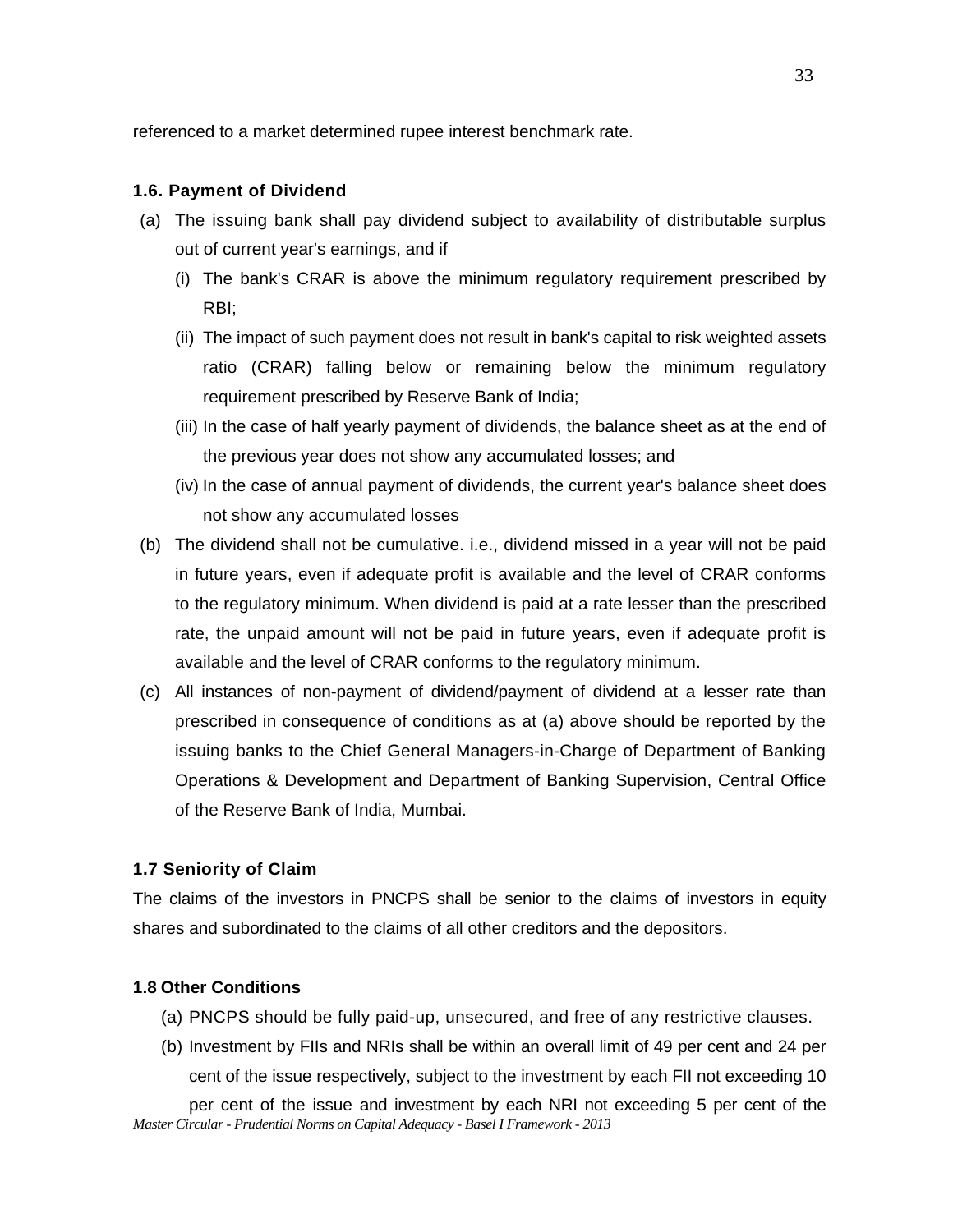referenced to a market determined rupee interest benchmark rate.

### 1.6. Payment of Dividend

(a) The issuing bank shall pay dividend subject to availability of distributable surplus out of current year's earnings, and if

  (i) The bank's CRAR is above the minimum regulatory requirement prescribed by RBI;

  (ii) The impact of such payment does not result in bank's capital to risk weighted assets ratio (CRAR) falling below or remaining below the minimum regulatory requirement prescribed by Reserve Bank of India;

  (iii) In the case of half yearly payment of dividends, the balance sheet as at the end of the previous year does not show any accumulated losses; and

  (iv) In the case of annual payment of dividends, the current year's balance sheet does not show any accumulated losses

(b) The dividend shall not be cumulative. i.e., dividend missed in a year will not be paid in future years, even if adequate profit is available and the level of CRAR conforms to the regulatory minimum. When dividend is paid at a rate lesser than the prescribed rate, the unpaid amount will not be paid in future years, even if adequate profit is available and the level of CRAR conforms to the regulatory minimum.

(c) All instances of non-payment of dividend/payment of dividend at a lesser rate than prescribed in consequence of conditions as at (a) above should be reported by the issuing banks to the Chief General Managers-in-Charge of Department of Banking Operations & Development and Department of Banking Supervision, Central Office of the Reserve Bank of India, Mumbai.

### 1.7 Seniority of Claim

The claims of the investors in PNCPS shall be senior to the claims of investors in equity shares and subordinated to the claims of all other creditors and the depositors.

### 1.8 Other Conditions

(a) PNCPS should be fully paid-up, unsecured, and free of any restrictive clauses.

(b) Investment by FIIs and NRIs shall be within an overall limit of 49 per cent and 24 per cent of the issue respectively, subject to the investment by each FII not exceeding 10 per cent of the issue and investment by each NRI not exceeding 5 per cent of the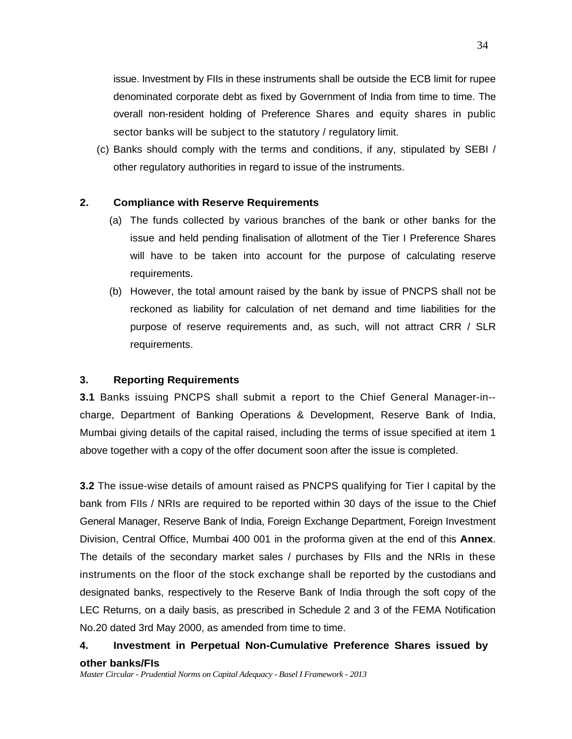issue. Investment by FIIs in these instruments shall be outside the ECB limit for rupee denominated corporate debt as fixed by Government of India from time to time. The overall non-resident holding of Preference Shares and equity shares in public sector banks will be subject to the statutory / regulatory limit.

(c) Banks should comply with the terms and conditions, if any, stipulated by SEBI / other regulatory authorities in regard to issue of the instruments.

**2. Compliance with Reserve Requirements**

(a) The funds collected by various branches of the bank or other banks for the issue and held pending finalisation of allotment of the Tier I Preference Shares will have to be taken into account for the purpose of calculating reserve requirements.

(b) However, the total amount raised by the bank by issue of PNCPS shall not be reckoned as liability for calculation of net demand and time liabilities for the purpose of reserve requirements and, as such, will not attract CRR / SLR requirements.

**3. Reporting Requirements**

**3.1** Banks issuing PNCPS shall submit a report to the Chief General Manager-in--charge, Department of Banking Operations & Development, Reserve Bank of India, Mumbai giving details of the capital raised, including the terms of issue specified at item 1 above together with a copy of the offer document soon after the issue is completed.

**3.2** The issue-wise details of amount raised as PNCPS qualifying for Tier I capital by the bank from FIIs / NRIs are required to be reported within 30 days of the issue to the Chief General Manager, Reserve Bank of India, Foreign Exchange Department, Foreign Investment Division, Central Office, Mumbai 400 001 in the proforma given at the end of this **Annex**. The details of the secondary market sales / purchases by FIIs and the NRIs in these instruments on the floor of the stock exchange shall be reported by the custodians and designated banks, respectively to the Reserve Bank of India through the soft copy of the LEC Returns, on a daily basis, as prescribed in Schedule 2 and 3 of the FEMA Notification No.20 dated 3rd May 2000, as amended from time to time.

**4. Investment in Perpetual Non-Cumulative Preference Shares issued by other banks/FIs**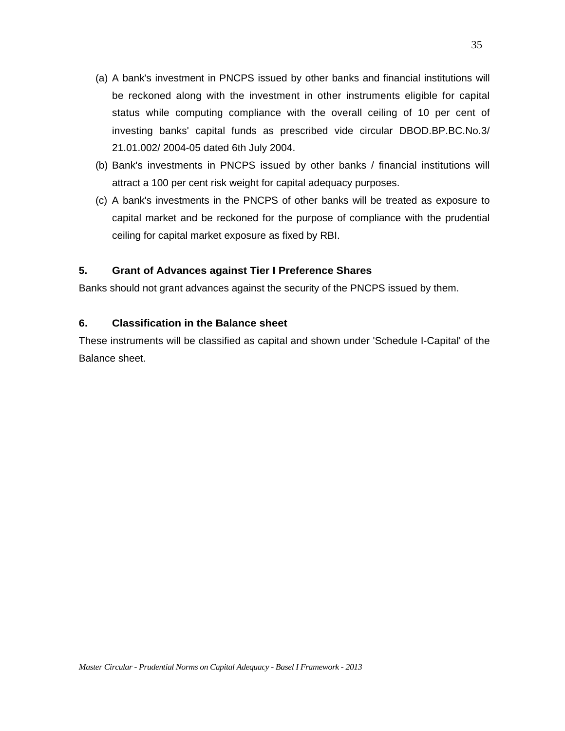(a) A bank's investment in PNCPS issued by other banks and financial institutions will be reckoned along with the investment in other instruments eligible for capital status while computing compliance with the overall ceiling of 10 per cent of investing banks' capital funds as prescribed vide circular DBOD.BP.BC.No.3/ 21.01.002/ 2004-05 dated 6th July 2004.

(b) Bank's investments in PNCPS issued by other banks / financial institutions will attract a 100 per cent risk weight for capital adequacy purposes.

(c) A bank's investments in the PNCPS of other banks will be treated as exposure to capital market and be reckoned for the purpose of compliance with the prudential ceiling for capital market exposure as fixed by RBI.

**5. Grant of Advances against Tier I Preference Shares**

Banks should not grant advances against the security of the PNCPS issued by them.

**6. Classification in the Balance sheet**

These instruments will be classified as capital and shown under 'Schedule I-Capital' of the Balance sheet.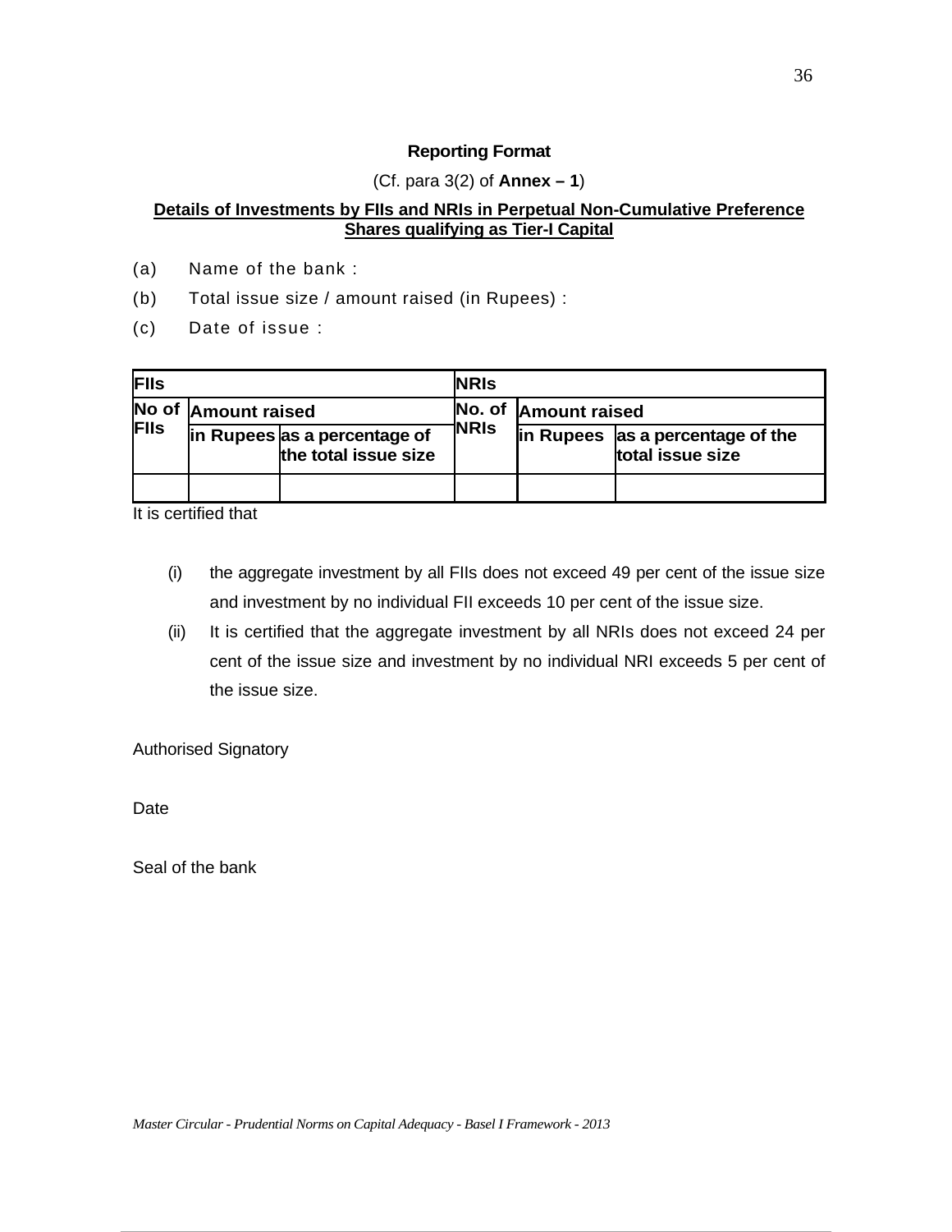**Reporting Format**

(Cf. para 3(2) of **Annex – 1**)

**Details of Investments by FIIs and NRIs in Perpetual Non-Cumulative Preference Shares qualifying as Tier-I Capital**

(a) Name of the bank :

(b) Total issue size / amount raised (in Rupees) :

(c) Date of issue :

| FIIs | | | NRIs | | |
|---|---|---|---|---|---|
| No of FIIs | Amount raised | | No. of NRIs | Amount raised | |
| | in Rupees | as a percentage of the total issue size | | in Rupees | as a percentage of the total issue size |
| | | | | | |

It is certified that

(i) the aggregate investment by all FIIs does not exceed 49 per cent of the issue size and investment by no individual FII exceeds 10 per cent of the issue size.

(ii) It is certified that the aggregate investment by all NRIs does not exceed 24 per cent of the issue size and investment by no individual NRI exceeds 5 per cent of the issue size.

Authorised Signatory

Date

Seal of the bank